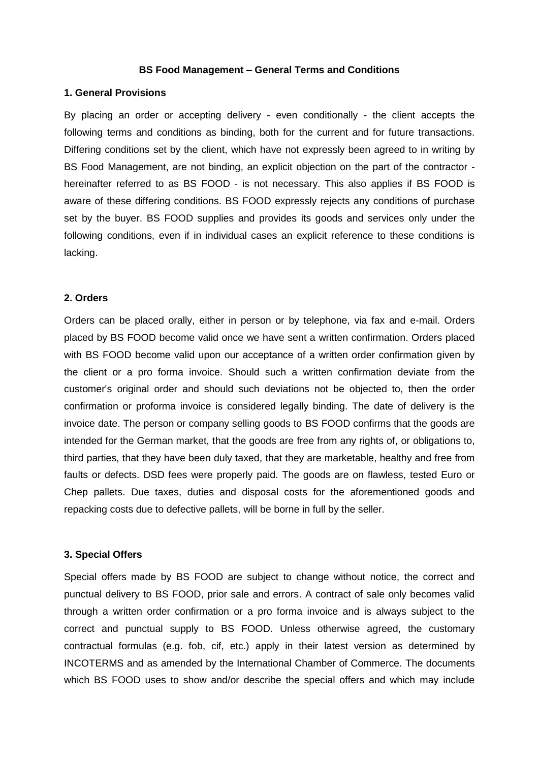# BS Food Management – General Terms and Conditions

## 1. General Provisions

By placing an order or accepting delivery - even conditionally - the client accepts the following terms and conditions as binding, both for the current and for future transactions. Differing conditions set by the client, which have not expressly been agreed to in writing by BS Food Management, are not binding, an explicit objection on the part of the contractor - hereinafter referred to as BS FOOD - is not necessary. This also applies if BS FOOD is aware of these differing conditions. BS FOOD expressly rejects any conditions of purchase set by the buyer. BS FOOD supplies and provides its goods and services only under the following conditions, even if in individual cases an explicit reference to these conditions is lacking.

## 2. Orders

Orders can be placed orally, either in person or by telephone, via fax and e-mail. Orders placed by BS FOOD become valid once we have sent a written confirmation. Orders placed with BS FOOD become valid upon our acceptance of a written order confirmation given by the client or a pro forma invoice. Should such a written confirmation deviate from the customer's original order and should such deviations not be objected to, then the order confirmation or proforma invoice is considered legally binding. The date of delivery is the invoice date. The person or company selling goods to BS FOOD confirms that the goods are intended for the German market, that the goods are free from any rights of, or obligations to, third parties, that they have been duly taxed, that they are marketable, healthy and free from faults or defects. DSD fees were properly paid. The goods are on flawless, tested Euro or Chep pallets. Due taxes, duties and disposal costs for the aforementioned goods and repacking costs due to defective pallets, will be borne in full by the seller.

## 3. Special Offers

Special offers made by BS FOOD are subject to change without notice, the correct and punctual delivery to BS FOOD, prior sale and errors. A contract of sale only becomes valid through a written order confirmation or a pro forma invoice and is always subject to the correct and punctual supply to BS FOOD. Unless otherwise agreed, the customary contractual formulas (e.g. fob, cif, etc.) apply in their latest version as determined by INCOTERMS and as amended by the International Chamber of Commerce. The documents which BS FOOD uses to show and/or describe the special offers and which may include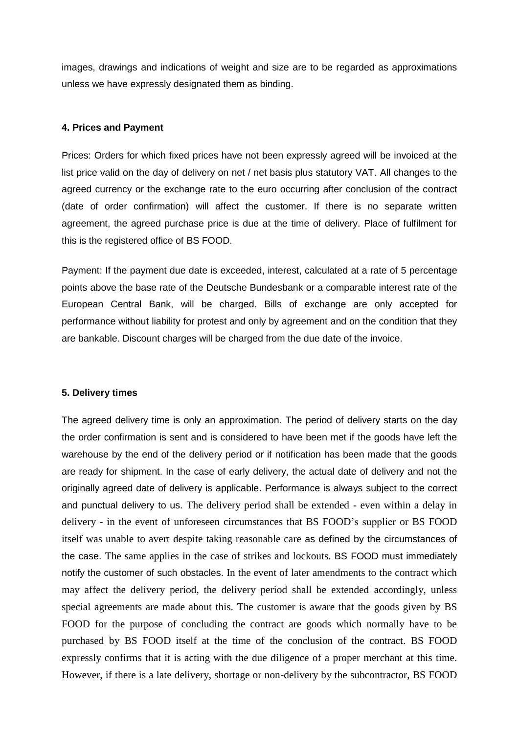images, drawings and indications of weight and size are to be regarded as approximations unless we have expressly designated them as binding.

#### 4. Prices and Payment

Prices: Orders for which fixed prices have not been expressly agreed will be invoiced at the list price valid on the day of delivery on net / net basis plus statutory VAT. All changes to the agreed currency or the exchange rate to the euro occurring after conclusion of the contract (date of order confirmation) will affect the customer. If there is no separate written agreement, the agreed purchase price is due at the time of delivery. Place of fulfilment for this is the registered office of BS FOOD.

Payment: If the payment due date is exceeded, interest, calculated at a rate of 5 percentage points above the base rate of the Deutsche Bundesbank or a comparable interest rate of the European Central Bank, will be charged. Bills of exchange are only accepted for performance without liability for protest and only by agreement and on the condition that they are bankable. Discount charges will be charged from the due date of the invoice.

#### 5. Delivery times

The agreed delivery time is only an approximation. The period of delivery starts on the day the order confirmation is sent and is considered to have been met if the goods have left the warehouse by the end of the delivery period or if notification has been made that the goods are ready for shipment. In the case of early delivery, the actual date of delivery and not the originally agreed date of delivery is applicable. Performance is always subject to the correct and punctual delivery to us. The delivery period shall be extended - even within a delay in delivery - in the event of unforeseen circumstances that BS FOOD's supplier or BS FOOD itself was unable to avert despite taking reasonable care as defined by the circumstances of the case. The same applies in the case of strikes and lockouts. BS FOOD must immediately notify the customer of such obstacles. In the event of later amendments to the contract which may affect the delivery period, the delivery period shall be extended accordingly, unless special agreements are made about this. The customer is aware that the goods given by BS FOOD for the purpose of concluding the contract are goods which normally have to be purchased by BS FOOD itself at the time of the conclusion of the contract. BS FOOD expressly confirms that it is acting with the due diligence of a proper merchant at this time. However, if there is a late delivery, shortage or non-delivery by the subcontractor, BS FOOD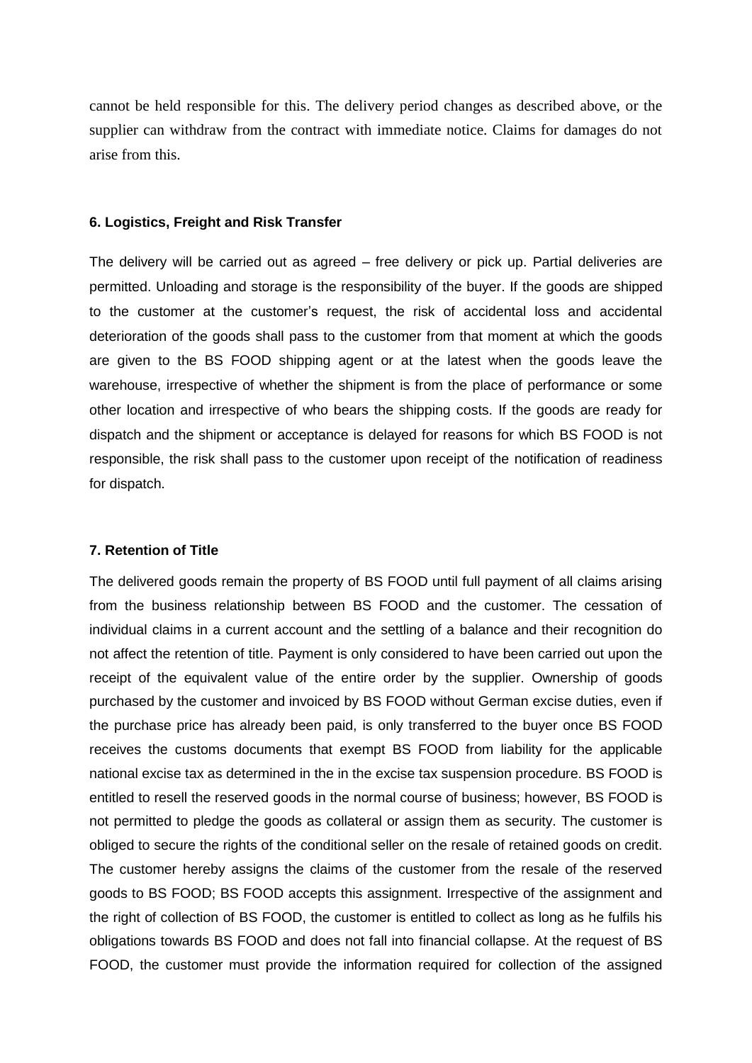cannot be held responsible for this. The delivery period changes as described above, or the supplier can withdraw from the contract with immediate notice. Claims for damages do not arise from this.

### 6. Logistics, Freight and Risk Transfer

The delivery will be carried out as agreed – free delivery or pick up. Partial deliveries are permitted. Unloading and storage is the responsibility of the buyer. If the goods are shipped to the customer at the customer's request, the risk of accidental loss and accidental deterioration of the goods shall pass to the customer from that moment at which the goods are given to the BS FOOD shipping agent or at the latest when the goods leave the warehouse, irrespective of whether the shipment is from the place of performance or some other location and irrespective of who bears the shipping costs. If the goods are ready for dispatch and the shipment or acceptance is delayed for reasons for which BS FOOD is not responsible, the risk shall pass to the customer upon receipt of the notification of readiness for dispatch.

### 7. Retention of Title

The delivered goods remain the property of BS FOOD until full payment of all claims arising from the business relationship between BS FOOD and the customer. The cessation of individual claims in a current account and the settling of a balance and their recognition do not affect the retention of title. Payment is only considered to have been carried out upon the receipt of the equivalent value of the entire order by the supplier. Ownership of goods purchased by the customer and invoiced by BS FOOD without German excise duties, even if the purchase price has already been paid, is only transferred to the buyer once BS FOOD receives the customs documents that exempt BS FOOD from liability for the applicable national excise tax as determined in the in the excise tax suspension procedure. BS FOOD is entitled to resell the reserved goods in the normal course of business; however, BS FOOD is not permitted to pledge the goods as collateral or assign them as security. The customer is obliged to secure the rights of the conditional seller on the resale of retained goods on credit. The customer hereby assigns the claims of the customer from the resale of the reserved goods to BS FOOD; BS FOOD accepts this assignment. Irrespective of the assignment and the right of collection of BS FOOD, the customer is entitled to collect as long as he fulfils his obligations towards BS FOOD and does not fall into financial collapse. At the request of BS FOOD, the customer must provide the information required for collection of the assigned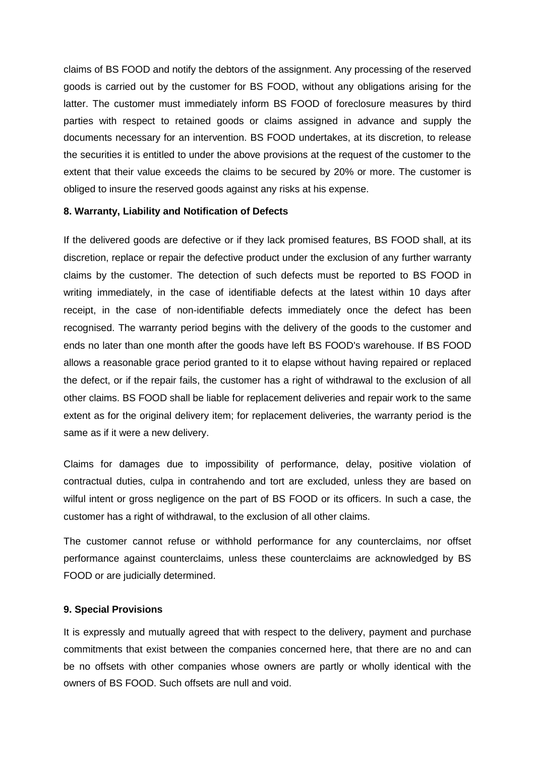claims of BS FOOD and notify the debtors of the assignment. Any processing of the reserved goods is carried out by the customer for BS FOOD, without any obligations arising for the latter. The customer must immediately inform BS FOOD of foreclosure measures by third parties with respect to retained goods or claims assigned in advance and supply the documents necessary for an intervention. BS FOOD undertakes, at its discretion, to release the securities it is entitled to under the above provisions at the request of the customer to the extent that their value exceeds the claims to be secured by 20% or more. The customer is obliged to insure the reserved goods against any risks at his expense.

**8. Warranty, Liability and Notification of Defects**

If the delivered goods are defective or if they lack promised features, BS FOOD shall, at its discretion, replace or repair the defective product under the exclusion of any further warranty claims by the customer. The detection of such defects must be reported to BS FOOD in writing immediately, in the case of identifiable defects at the latest within 10 days after receipt, in the case of non-identifiable defects immediately once the defect has been recognised. The warranty period begins with the delivery of the goods to the customer and ends no later than one month after the goods have left BS FOOD's warehouse. If BS FOOD allows a reasonable grace period granted to it to elapse without having repaired or replaced the defect, or if the repair fails, the customer has a right of withdrawal to the exclusion of all other claims. BS FOOD shall be liable for replacement deliveries and repair work to the same extent as for the original delivery item; for replacement deliveries, the warranty period is the same as if it were a new delivery.

Claims for damages due to impossibility of performance, delay, positive violation of contractual duties, culpa in contrahendo and tort are excluded, unless they are based on wilful intent or gross negligence on the part of BS FOOD or its officers. In such a case, the customer has a right of withdrawal, to the exclusion of all other claims.

The customer cannot refuse or withhold performance for any counterclaims, nor offset performance against counterclaims, unless these counterclaims are acknowledged by BS FOOD or are judicially determined.

**9. Special Provisions**

It is expressly and mutually agreed that with respect to the delivery, payment and purchase commitments that exist between the companies concerned here, that there are no and can be no offsets with other companies whose owners are partly or wholly identical with the owners of BS FOOD. Such offsets are null and void.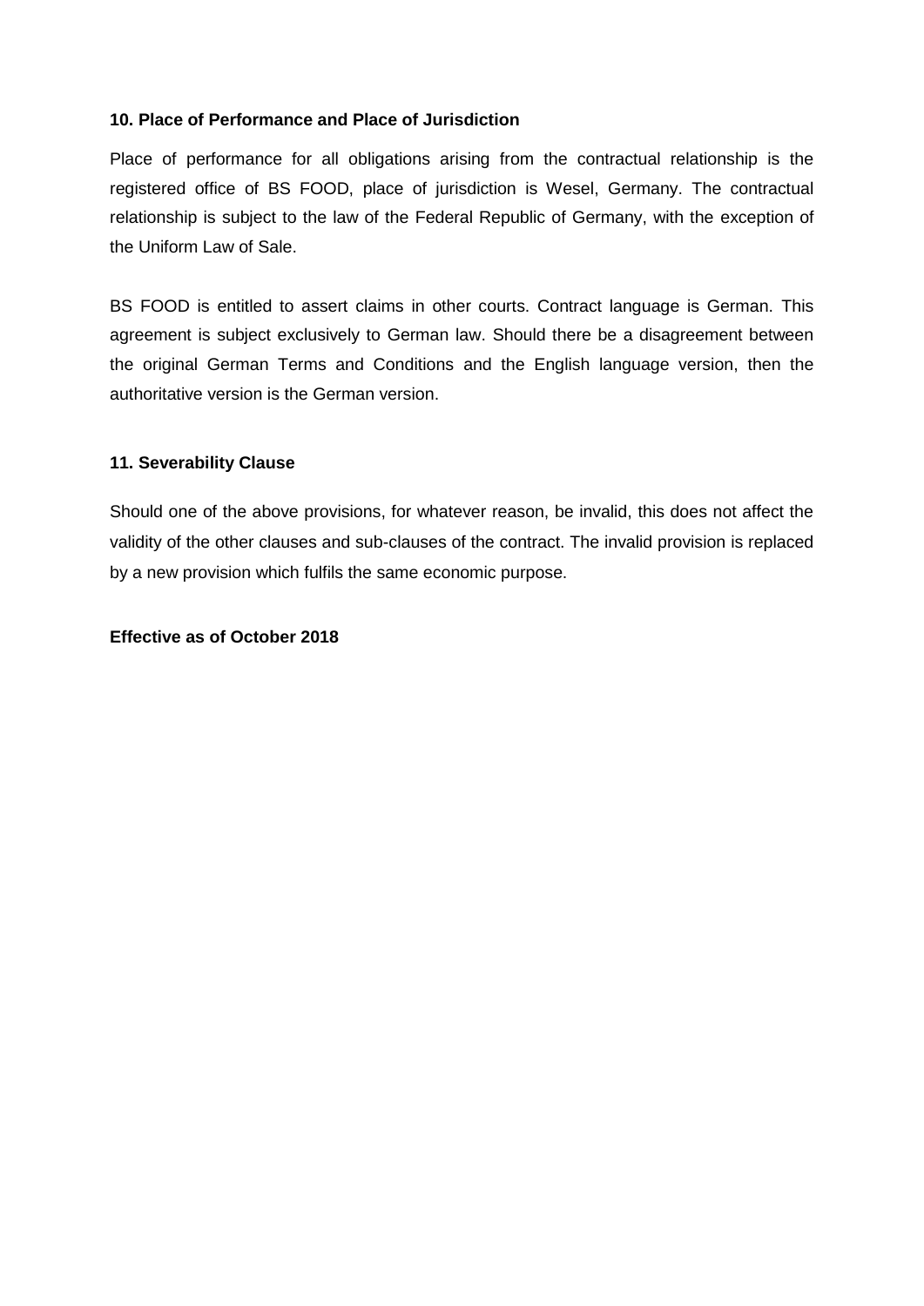**10. Place of Performance and Place of Jurisdiction**

Place of performance for all obligations arising from the contractual relationship is the registered office of BS FOOD, place of jurisdiction is Wesel, Germany. The contractual relationship is subject to the law of the Federal Republic of Germany, with the exception of the Uniform Law of Sale.

BS FOOD is entitled to assert claims in other courts. Contract language is German. This agreement is subject exclusively to German law. Should there be a disagreement between the original German Terms and Conditions and the English language version, then the authoritative version is the German version.

**11. Severability Clause**

Should one of the above provisions, for whatever reason, be invalid, this does not affect the validity of the other clauses and sub-clauses of the contract. The invalid provision is replaced by a new provision which fulfils the same economic purpose.

**Effective as of October 2018**